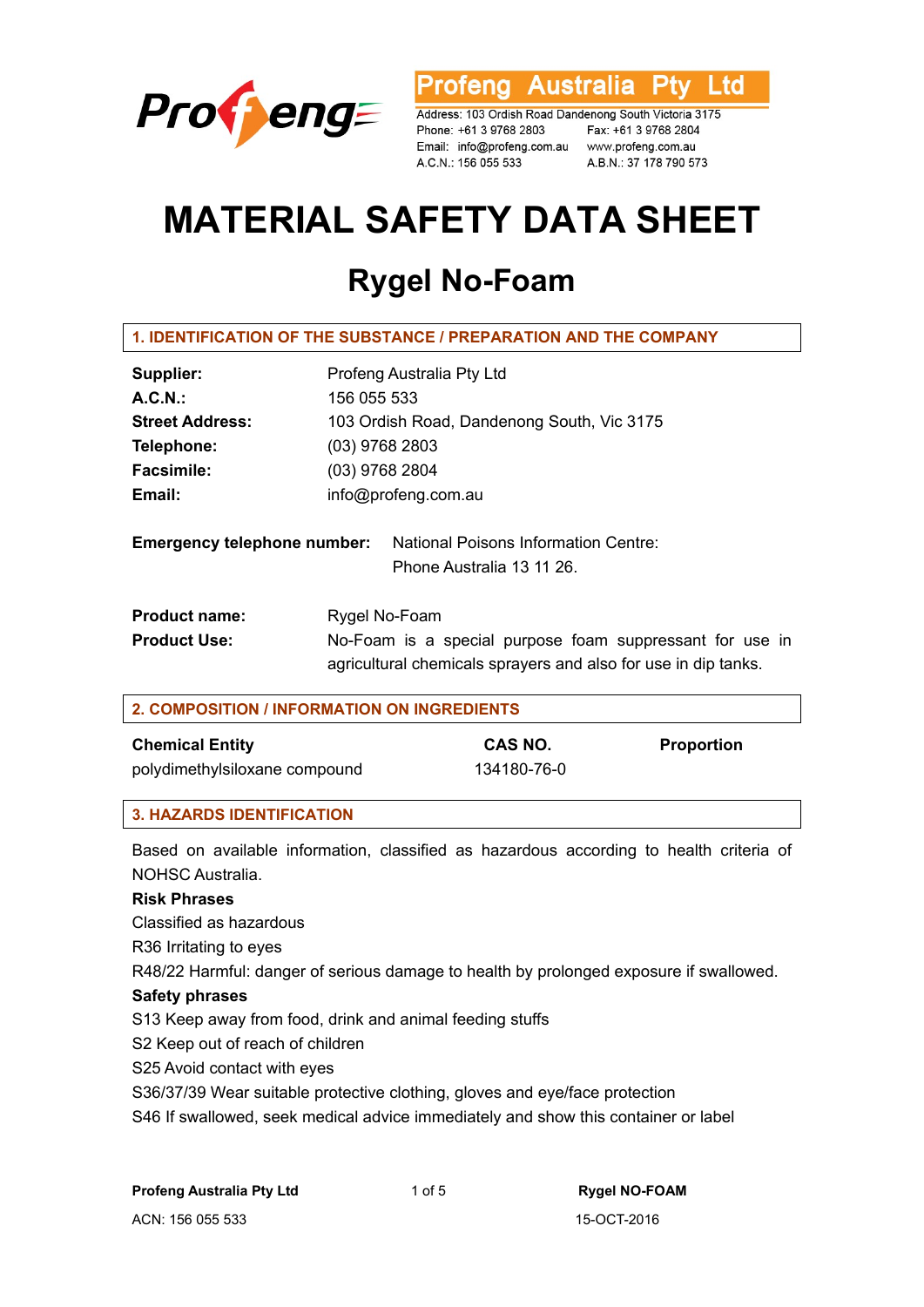Profeng Australia Pty Ltd

Address: 103 Ordish Road Dandenong South Victoria 3175
Phone: +61 3 9768 2803 Fax: +61 3 9768 2804
Email: info@profeng.com.au www.profeng.com.au
A.C.N.: 156 055 533 A.B.N.: 37 178 790 573

# MATERIAL SAFETY DATA SHEET

## Rygel No-Foam

### 1. IDENTIFICATION OF THE SUBSTANCE / PREPARATION AND THE COMPANY

**Supplier:** Profeng Australia Pty Ltd
**A.C.N.:** 156 055 533
**Street Address:** 103 Ordish Road, Dandenong South, Vic 3175
**Telephone:** (03) 9768 2803
**Facsimile:** (03) 9768 2804
**Email:** info@profeng.com.au

**Emergency telephone number:** National Poisons Information Centre: Phone Australia 13 11 26.

**Product name:** Rygel No-Foam
**Product Use:** No-Foam is a special purpose foam suppressant for use in agricultural chemicals sprayers and also for use in dip tanks.

### 2. COMPOSITION / INFORMATION ON INGREDIENTS

| Chemical Entity | CAS NO. | Proportion |
|---|---|---|
| polydimethylsiloxane compound | 134180-76-0 | |

### 3. HAZARDS IDENTIFICATION

Based on available information, classified as hazardous according to health criteria of NOHSC Australia.

**Risk Phrases**

Classified as hazardous
R36 Irritating to eyes
R48/22 Harmful: danger of serious damage to health by prolonged exposure if swallowed.

**Safety phrases**

S13 Keep away from food, drink and animal feeding stuffs
S2 Keep out of reach of children
S25 Avoid contact with eyes
S36/37/39 Wear suitable protective clothing, gloves and eye/face protection
S46 If swallowed, seek medical advice immediately and show this container or label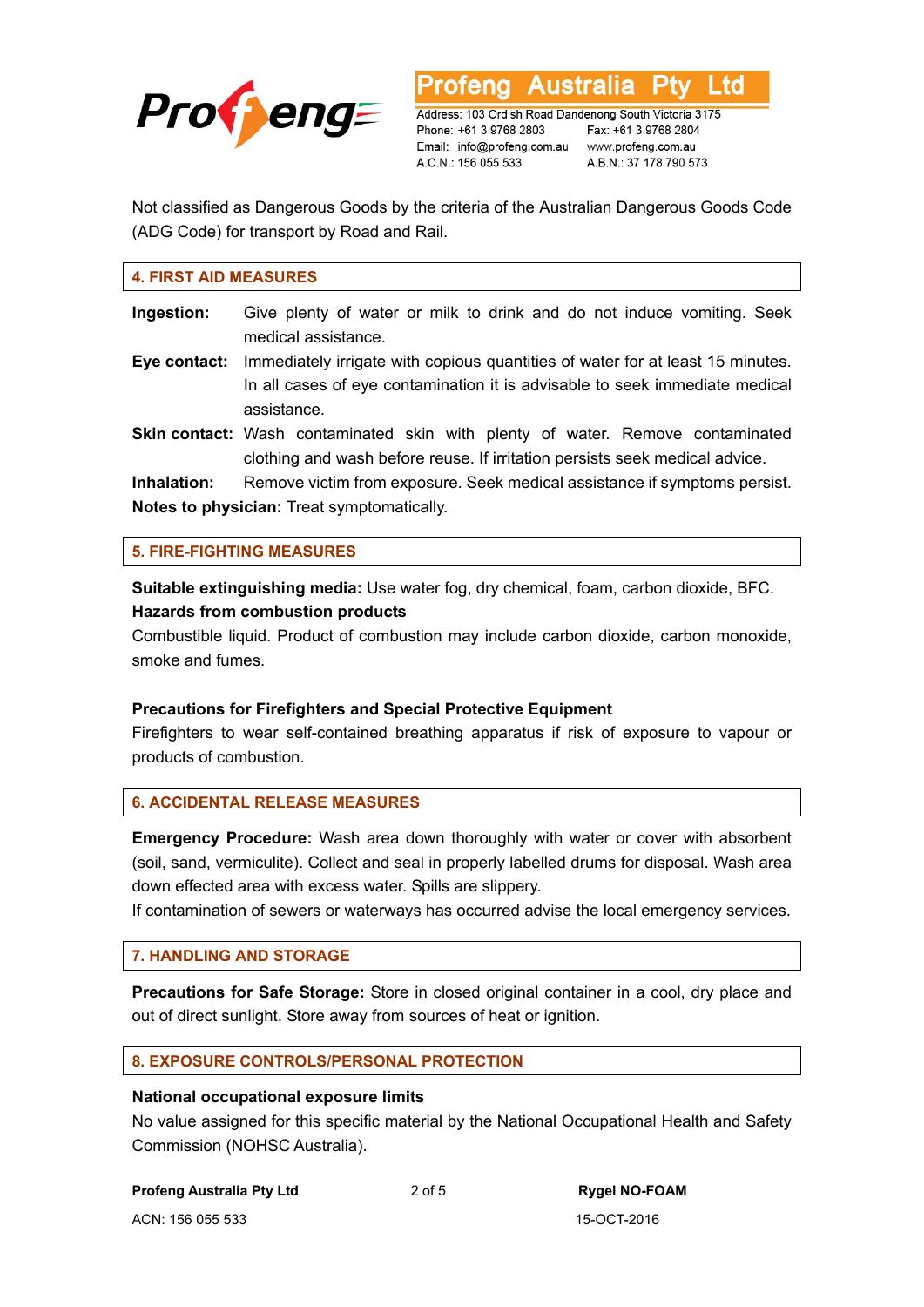Not classified as Dangerous Goods by the criteria of the Australian Dangerous Goods Code (ADG Code) for transport by Road and Rail.

## 4. FIRST AID MEASURES

**Ingestion:** Give plenty of water or milk to drink and do not induce vomiting. Seek medical assistance.

**Eye contact:** Immediately irrigate with copious quantities of water for at least 15 minutes. In all cases of eye contamination it is advisable to seek immediate medical assistance.

**Skin contact:** Wash contaminated skin with plenty of water. Remove contaminated clothing and wash before reuse. If irritation persists seek medical advice.

**Inhalation:** Remove victim from exposure. Seek medical assistance if symptoms persist.

**Notes to physician:** Treat symptomatically.

## 5. FIRE-FIGHTING MEASURES

**Suitable extinguishing media:** Use water fog, dry chemical, foam, carbon dioxide, BFC.

**Hazards from combustion products**

Combustible liquid. Product of combustion may include carbon dioxide, carbon monoxide, smoke and fumes.

**Precautions for Firefighters and Special Protective Equipment**

Firefighters to wear self-contained breathing apparatus if risk of exposure to vapour or products of combustion.

## 6. ACCIDENTAL RELEASE MEASURES

**Emergency Procedure:** Wash area down thoroughly with water or cover with absorbent (soil, sand, vermiculite). Collect and seal in properly labelled drums for disposal. Wash area down effected area with excess water. Spills are slippery.

If contamination of sewers or waterways has occurred advise the local emergency services.

## 7. HANDLING AND STORAGE

**Precautions for Safe Storage:** Store in closed original container in a cool, dry place and out of direct sunlight. Store away from sources of heat or ignition.

## 8. EXPOSURE CONTROLS/PERSONAL PROTECTION

**National occupational exposure limits**

No value assigned for this specific material by the National Occupational Health and Safety Commission (NOHSC Australia).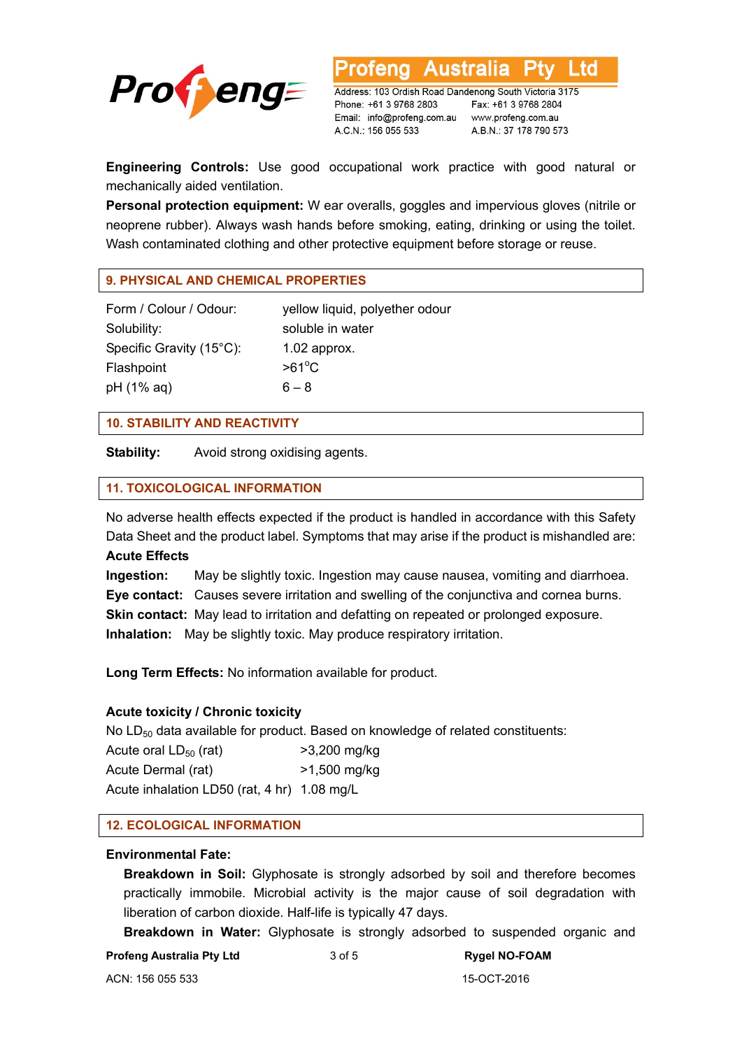**Engineering Controls:** Use good occupational work practice with good natural or mechanically aided ventilation.

**Personal protection equipment:** W ear overalls, goggles and impervious gloves (nitrile or neoprene rubber). Always wash hands before smoking, eating, drinking or using the toilet. Wash contaminated clothing and other protective equipment before storage or reuse.

## 9. PHYSICAL AND CHEMICAL PROPERTIES

| | |
|---|---|
| Form / Colour / Odour: | yellow liquid, polyether odour |
| Solubility: | soluble in water |
| Specific Gravity (15°C): | 1.02 approx. |
| Flashpoint | >61°C |
| pH (1% aq) | 6 – 8 |

## 10. STABILITY AND REACTIVITY

**Stability:** Avoid strong oxidising agents.

## 11. TOXICOLOGICAL INFORMATION

No adverse health effects expected if the product is handled in accordance with this Safety Data Sheet and the product label. Symptoms that may arise if the product is mishandled are:

**Acute Effects**

**Ingestion:** May be slightly toxic. Ingestion may cause nausea, vomiting and diarrhoea.

**Eye contact:** Causes severe irritation and swelling of the conjunctiva and cornea burns.

**Skin contact:** May lead to irritation and defatting on repeated or prolonged exposure.

**Inhalation:** May be slightly toxic. May produce respiratory irritation.

**Long Term Effects:** No information available for product.

**Acute toxicity / Chronic toxicity**

No $LD_{50}$ data available for product. Based on knowledge of related constituents:

| | |
|---|---|
| Acute oral $LD_{50}$ (rat) | >3,200 mg/kg |
| Acute Dermal (rat) | >1,500 mg/kg |
| Acute inhalation LD50 (rat, 4 hr) | 1.08 mg/L |

## 12. ECOLOGICAL INFORMATION

**Environmental Fate:**

**Breakdown in Soil:** Glyphosate is strongly adsorbed by soil and therefore becomes practically immobile. Microbial activity is the major cause of soil degradation with liberation of carbon dioxide. Half-life is typically 47 days.

**Breakdown in Water:** Glyphosate is strongly adsorbed to suspended organic and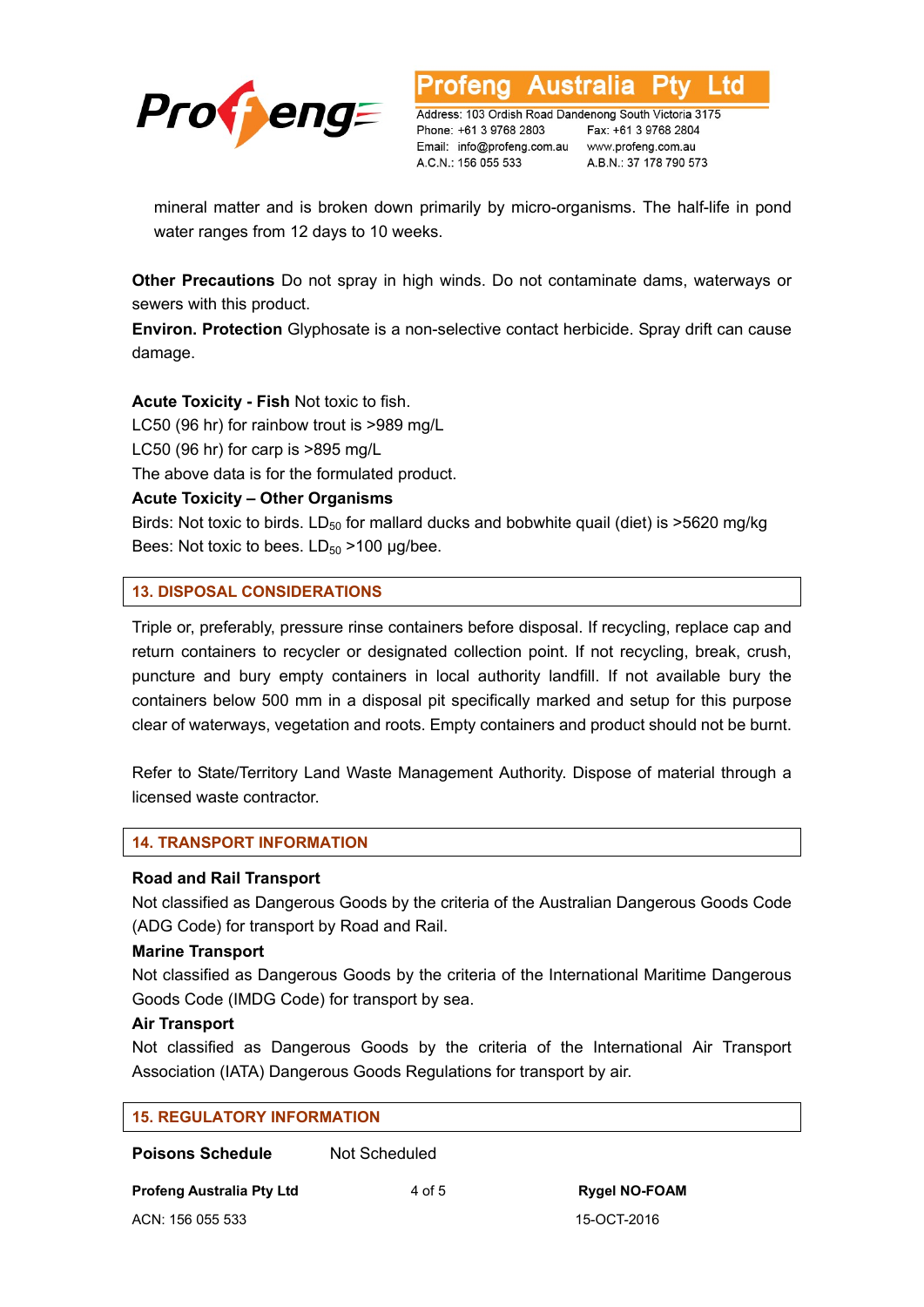mineral matter and is broken down primarily by micro-organisms. The half-life in pond water ranges from 12 days to 10 weeks.

**Other Precautions** Do not spray in high winds. Do not contaminate dams, waterways or sewers with this product.

**Environ. Protection** Glyphosate is a non-selective contact herbicide. Spray drift can cause damage.

**Acute Toxicity - Fish** Not toxic to fish.

LC50 (96 hr) for rainbow trout is >989 mg/L

LC50 (96 hr) for carp is >895 mg/L

The above data is for the formulated product.

**Acute Toxicity – Other Organisms**

Birds: Not toxic to birds. $LD_{50}$ for mallard ducks and bobwhite quail (diet) is >5620 mg/kg

Bees: Not toxic to bees. $LD_{50}$ >100 µg/bee.

## 13. DISPOSAL CONSIDERATIONS

Triple or, preferably, pressure rinse containers before disposal. If recycling, replace cap and return containers to recycler or designated collection point. If not recycling, break, crush, puncture and bury empty containers in local authority landfill. If not available bury the containers below 500 mm in a disposal pit specifically marked and setup for this purpose clear of waterways, vegetation and roots. Empty containers and product should not be burnt.

Refer to State/Territory Land Waste Management Authority. Dispose of material through a licensed waste contractor.

## 14. TRANSPORT INFORMATION

**Road and Rail Transport**

Not classified as Dangerous Goods by the criteria of the Australian Dangerous Goods Code (ADG Code) for transport by Road and Rail.

**Marine Transport**

Not classified as Dangerous Goods by the criteria of the International Maritime Dangerous Goods Code (IMDG Code) for transport by sea.

**Air Transport**

Not classified as Dangerous Goods by the criteria of the International Air Transport Association (IATA) Dangerous Goods Regulations for transport by air.

## 15. REGULATORY INFORMATION

**Poisons Schedule** Not Scheduled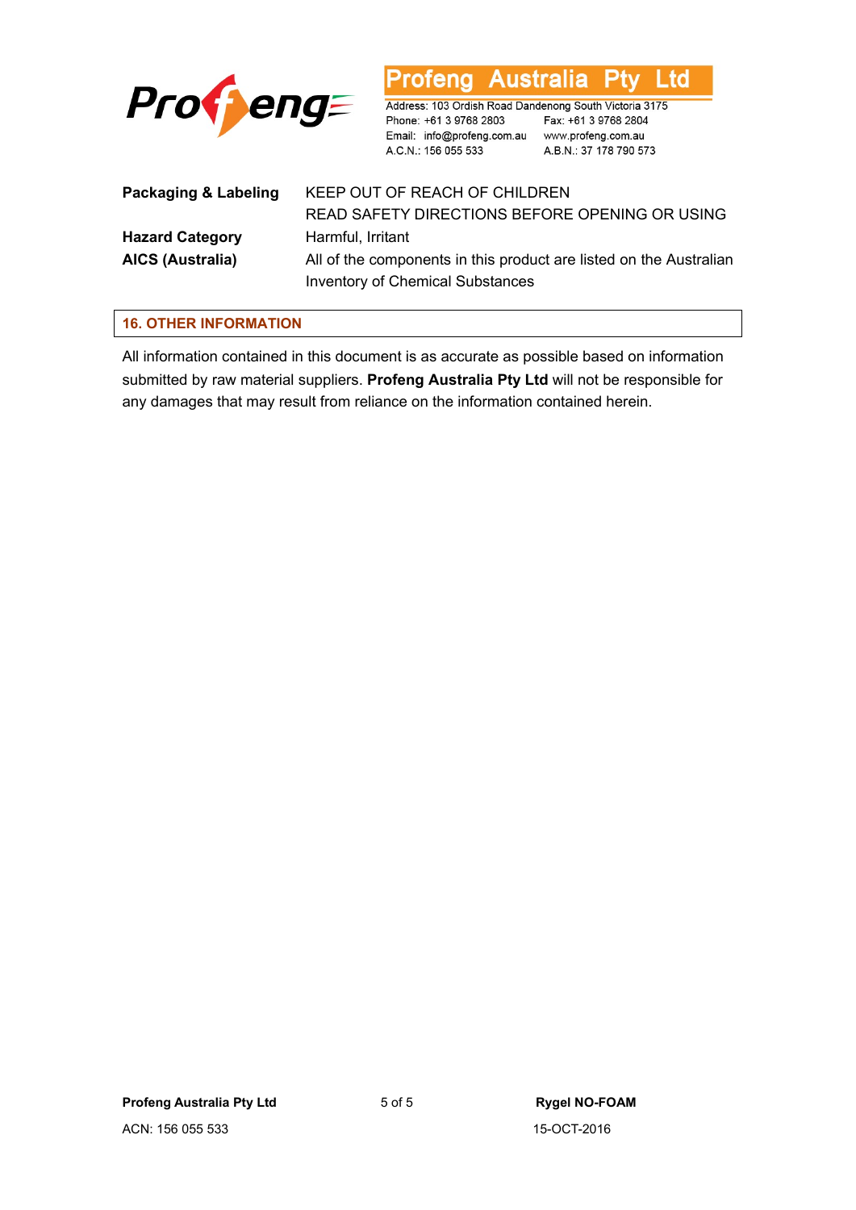| | |
|---|---|
| **Packaging & Labeling** | KEEP OUT OF REACH OF CHILDREN<br>READ SAFETY DIRECTIONS BEFORE OPENING OR USING |
| **Hazard Category** | Harmful, Irritant |
| **AICS (Australia)** | All of the components in this product are listed on the Australian Inventory of Chemical Substances |

## 16. OTHER INFORMATION

All information contained in this document is as accurate as possible based on information submitted by raw material suppliers. **Profeng Australia Pty Ltd** will not be responsible for any damages that may result from reliance on the information contained herein.